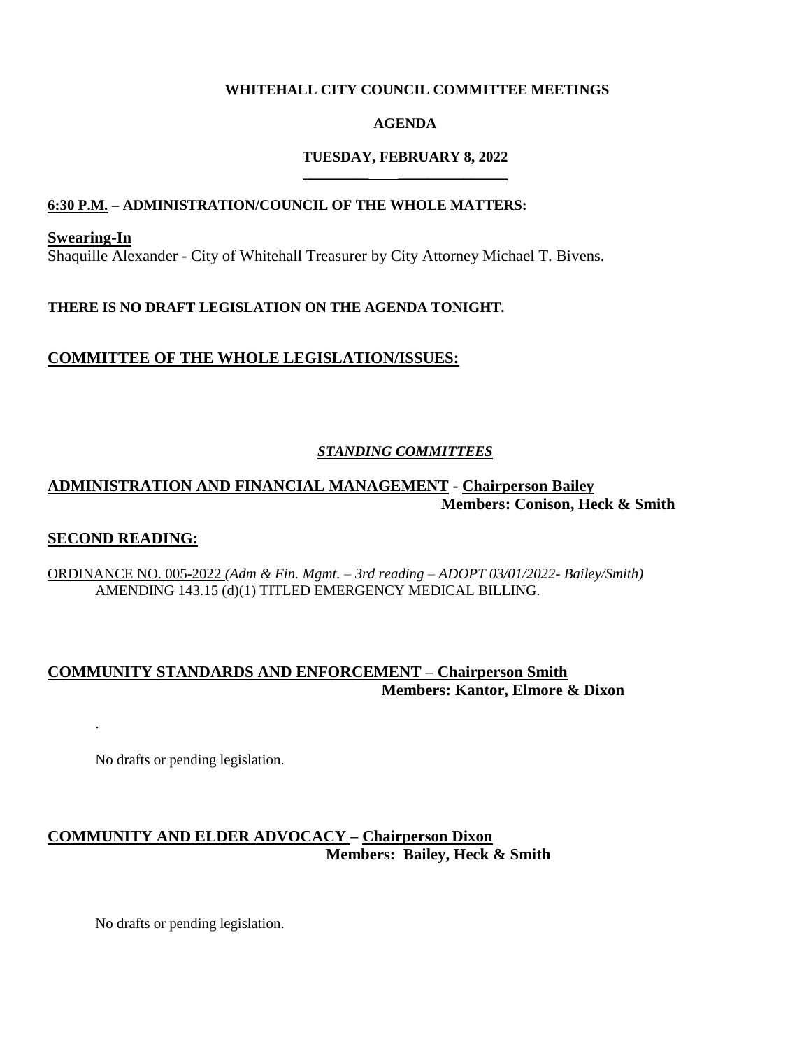**WHITEHALL CITY COUNCIL COMMITTEE MEETINGS**

**AGENDA**

**TUESDAY, FEBRUARY 8, 2022**

**6:30 P.M. – ADMINISTRATION/COUNCIL OF THE WHOLE MATTERS:**

**Swearing-In**

Shaquille Alexander - City of Whitehall Treasurer by City Attorney Michael T. Bivens.

**THERE IS NO DRAFT LEGISLATION ON THE AGENDA TONIGHT.**

**COMMITTEE OF THE WHOLE LEGISLATION/ISSUES:**

***STANDING COMMITTEES***

**ADMINISTRATION AND FINANCIAL MANAGEMENT - Chairperson Bailey**
**Members: Conison, Heck & Smith**

**SECOND READING:**

ORDINANCE NO. 005-2022 *(Adm & Fin. Mgmt. – 3rd reading – ADOPT 03/01/2022- Bailey/Smith)*
AMENDING 143.15 (d)(1) TITLED EMERGENCY MEDICAL BILLING.

**COMMUNITY STANDARDS AND ENFORCEMENT – Chairperson Smith**
**Members: Kantor, Elmore & Dixon**

.

No drafts or pending legislation.

**COMMUNITY AND ELDER ADVOCACY – Chairperson Dixon**
**Members: Bailey, Heck & Smith**

No drafts or pending legislation.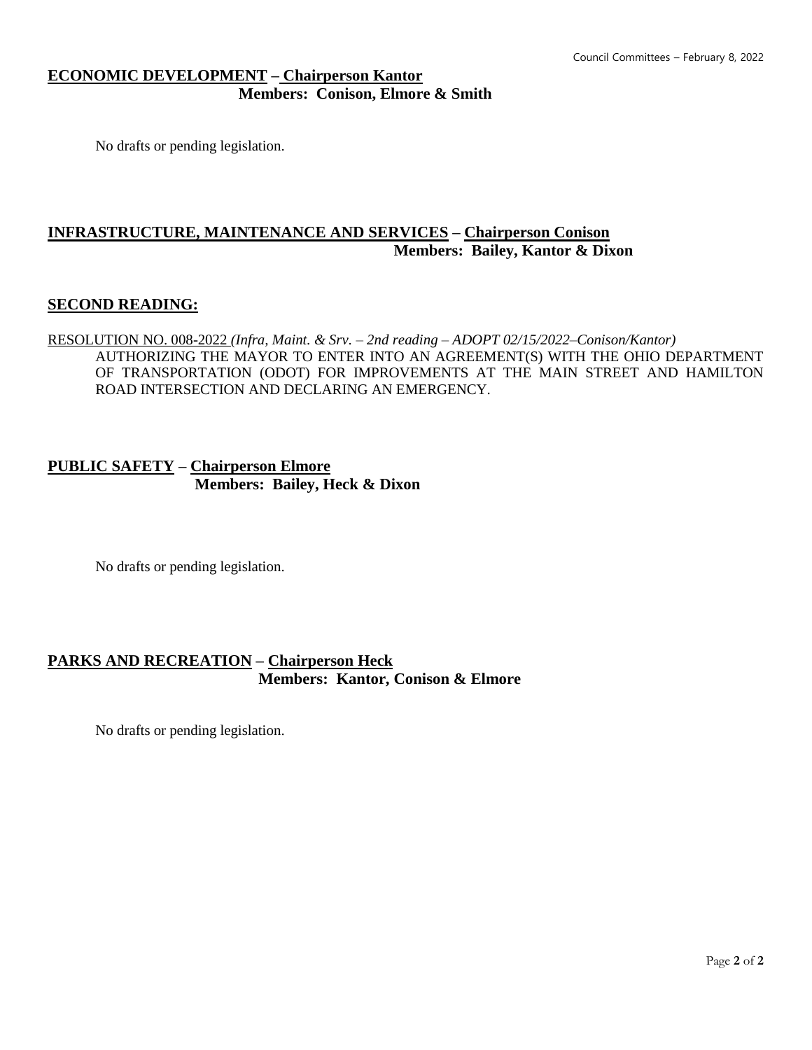**ECONOMIC DEVELOPMENT – Chairperson Kantor**
**Members: Conison, Elmore & Smith**

No drafts or pending legislation.

**INFRASTRUCTURE, MAINTENANCE AND SERVICES – Chairperson Conison**
**Members: Bailey, Kantor & Dixon**

**SECOND READING:**

RESOLUTION NO. 008-2022 *(Infra, Maint. & Srv. – 2nd reading – ADOPT 02/15/2022–Conison/Kantor)*
AUTHORIZING THE MAYOR TO ENTER INTO AN AGREEMENT(S) WITH THE OHIO DEPARTMENT OF TRANSPORTATION (ODOT) FOR IMPROVEMENTS AT THE MAIN STREET AND HAMILTON ROAD INTERSECTION AND DECLARING AN EMERGENCY.

**PUBLIC SAFETY – Chairperson Elmore**
**Members: Bailey, Heck & Dixon**

No drafts or pending legislation.

**PARKS AND RECREATION – Chairperson Heck**
**Members: Kantor, Conison & Elmore**

No drafts or pending legislation.